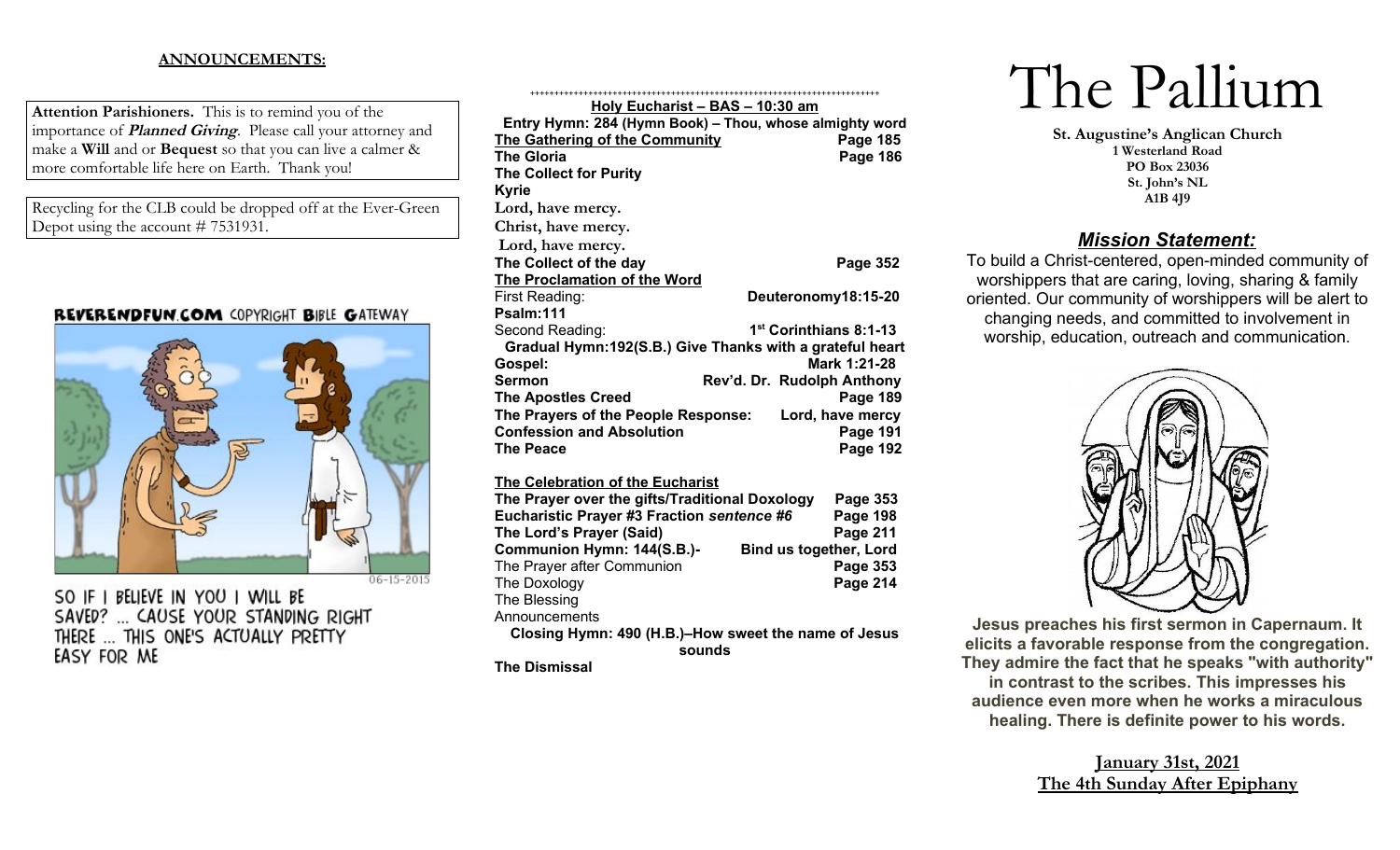**ANNOUNCEMENTS:**

**Attention Parishioners.** This is to remind you of the importance of ***Planned Giving***. Please call your attorney and make a **Will** and or **Bequest** so that you can live a calmer & more comfortable life here on Earth. Thank you!

Recycling for the CLB could be dropped off at the Ever-Green Depot using the account # 7531931.

REVERENDFUN.COM COPYRIGHT BIBLE GATEWAY

06-15-2015

SO IF I BELIEVE IN YOU I WILL BE SAVED? ... CAUSE YOUR STANDING RIGHT THERE ... THIS ONE'S ACTUALLY PRETTY EASY FOR ME

++++++++++++++++++++++++++++++++++++++++++++++++++++++++++++++++++++++++++++

**Holy Eucharist – BAS – 10:30 am**

**Entry Hymn: 284 (Hymn Book) – Thou, whose almighty word**

**The Gathering of the Community** — **Page 185**
**The Gloria** — **Page 186**
**The Collect for Purity**
**Kyrie**
**Lord, have mercy.**
**Christ, have mercy.**
**Lord, have mercy.**
**The Collect of the day** — **Page 352**

**The Proclamation of the Word**
First Reading: — **Deuteronomy18:15-20**
**Psalm:111**
Second Reading: — **1st Corinthians 8:1-13**

**Gradual Hymn:192(S.B.) Give Thanks with a grateful heart**

**Gospel:** — **Mark 1:21-28**
**Sermon** — **Rev'd. Dr. Rudolph Anthony**
**The Apostles Creed** — **Page 189**
**The Prayers of the People Response:** — **Lord, have mercy**
**Confession and Absolution** — **Page 191**
**The Peace** — **Page 192**

**The Celebration of the Eucharist**
**The Prayer over the gifts/Traditional Doxology** — **Page 353**
**Eucharistic Prayer #3 Fraction *sentence #6*** — **Page 198**
**The Lord's Prayer (Said)** — **Page 211**
**Communion Hymn: 144(S.B.)-** — **Bind us together, Lord**
The Prayer after Communion — **Page 353**
The Doxology — **Page 214**
The Blessing
Announcements

**Closing Hymn: 490 (H.B.)–How sweet the name of Jesus sounds**

**The Dismissal**

# The Pallium

**St. Augustine's Anglican Church**
**1 Westerland Road**
**PO Box 23036**
**St. John's NL**
**A1B 4J9**

## ***Mission Statement:***

To build a Christ-centered, open-minded community of worshippers that are caring, loving, sharing & family oriented. Our community of worshippers will be alert to changing needs, and committed to involvement in worship, education, outreach and communication.

**Jesus preaches his first sermon in Capernaum. It elicits a favorable response from the congregation. They admire the fact that he speaks "with authority" in contrast to the scribes. This impresses his audience even more when he works a miraculous healing. There is definite power to his words.**

**January 31st, 2021**
**The 4th Sunday After Epiphany**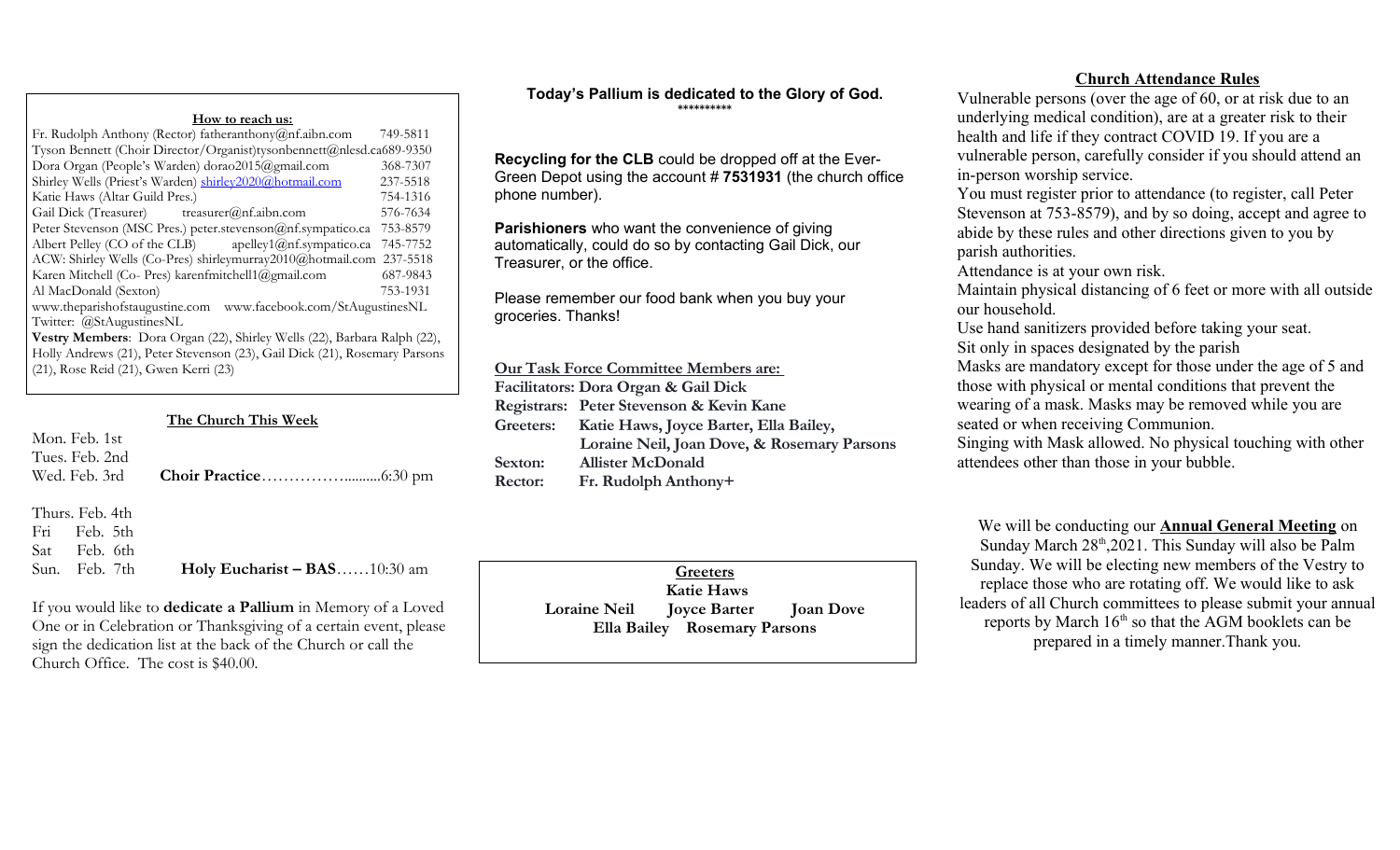**How to reach us:**

| | |
|---|---|
| Fr. Rudolph Anthony (Rector) fatheranthony@nf.aibn.com | 749-5811 |
| Tyson Bennett (Choir Director/Organist)tysonbennett@nlesd.ca | 689-9350 |
| Dora Organ (People's Warden) dorao2015@gmail.com | 368-7307 |
| Shirley Wells (Priest's Warden) shirley2020@hotmail.com | 237-5518 |
| Katie Haws (Altar Guild Pres.) | 754-1316 |
| Gail Dick (Treasurer) treasurer@nf.aibn.com | 576-7634 |
| Peter Stevenson (MSC Pres.) peter.stevenson@nf.sympatico.ca | 753-8579 |
| Albert Pelley (CO of the CLB) apelley1@nf.sympatico.ca | 745-7752 |
| ACW: Shirley Wells (Co-Pres) shirleymurray2010@hotmail.com | 237-5518 |
| Karen Mitchell (Co- Pres) karenfmitchell1@gmail.com | 687-9843 |
| Al MacDonald (Sexton) | 753-1931 |

www.theparishofstaugustine.com www.facebook.com/StAugustinesNL

Twitter: @StAugustinesNL

**Vestry Members**: Dora Organ (22), Shirley Wells (22), Barbara Ralph (22), Holly Andrews (21), Peter Stevenson (23), Gail Dick (21), Rosemary Parsons (21), Rose Reid (21), Gwen Kerri (23)

**The Church This Week**

Mon. Feb. 1st

Tues. Feb. 2nd

Wed. Feb. 3rd **Choir Practice**……………..........6:30 pm

Thurs. Feb. 4th

Fri Feb. 5th

Sat Feb. 6th

Sun. Feb. 7th **Holy Eucharist – BAS**……10:30 am

If you would like to **dedicate a Pallium** in Memory of a Loved One or in Celebration or Thanksgiving of a certain event, please sign the dedication list at the back of the Church or call the Church Office. The cost is $40.00.

**Today's Pallium is dedicated to the Glory of God.**

\*\*\*\*\*\*\*\*\*\*

**Recycling for the CLB** could be dropped off at the Ever-Green Depot using the account # **7531931** (the church office phone number).

**Parishioners** who want the convenience of giving automatically, could do so by contacting Gail Dick, our Treasurer, or the office.

Please remember our food bank when you buy your groceries. Thanks!

**Our Task Force Committee Members are:**

**Facilitators: Dora Organ & Gail Dick**

**Registrars: Peter Stevenson & Kevin Kane**

**Greeters: Katie Haws, Joyce Barter, Ella Bailey, Loraine Neil, Joan Dove, & Rosemary Parsons**

**Sexton: Allister McDonald**

**Rector: Fr. Rudolph Anthony+**

**Greeters**

**Katie Haws**

**Loraine Neil Joyce Barter Joan Dove**

**Ella Bailey Rosemary Parsons**

## Church Attendance Rules

Vulnerable persons (over the age of 60, or at risk due to an underlying medical condition), are at a greater risk to their health and life if they contract COVID 19. If you are a vulnerable person, carefully consider if you should attend an in-person worship service.

You must register prior to attendance (to register, call Peter Stevenson at 753-8579), and by so doing, accept and agree to abide by these rules and other directions given to you by parish authorities.

Attendance is at your own risk.

Maintain physical distancing of 6 feet or more with all outside our household.

Use hand sanitizers provided before taking your seat.

Sit only in spaces designated by the parish

Masks are mandatory except for those under the age of 5 and those with physical or mental conditions that prevent the wearing of a mask. Masks may be removed while you are seated or when receiving Communion.

Singing with Mask allowed. No physical touching with other attendees other than those in your bubble.

We will be conducting our **Annual General Meeting** on Sunday March 28th,2021. This Sunday will also be Palm Sunday. We will be electing new members of the Vestry to replace those who are rotating off. We would like to ask leaders of all Church committees to please submit your annual reports by March 16th so that the AGM booklets can be prepared in a timely manner.Thank you.